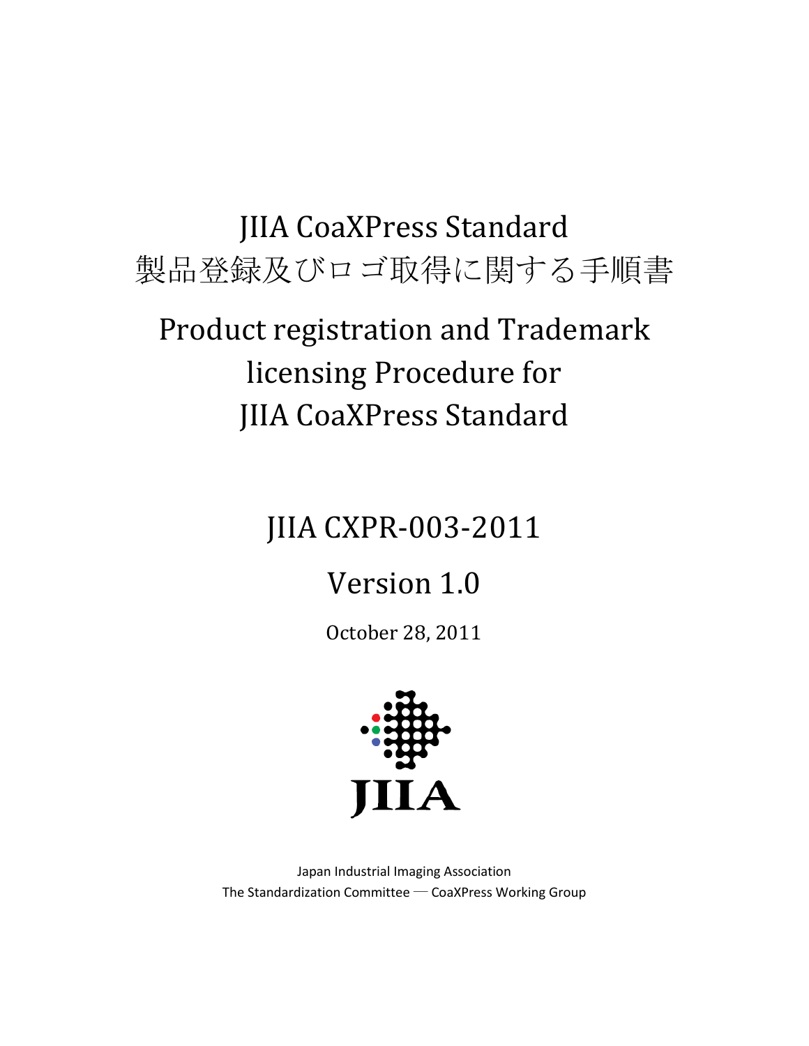# JIIA CoaXPress Standard

# 製品登録及びロゴ取得に関する手順書

# Product registration and Trademark licensing Procedure for JIIA CoaXPress Standard

## JIIA CXPR-003-2011

## Version 1.0

October 28, 2011

JIIA

Japan Industrial Imaging Association

The Standardization Committee — CoaXPress Working Group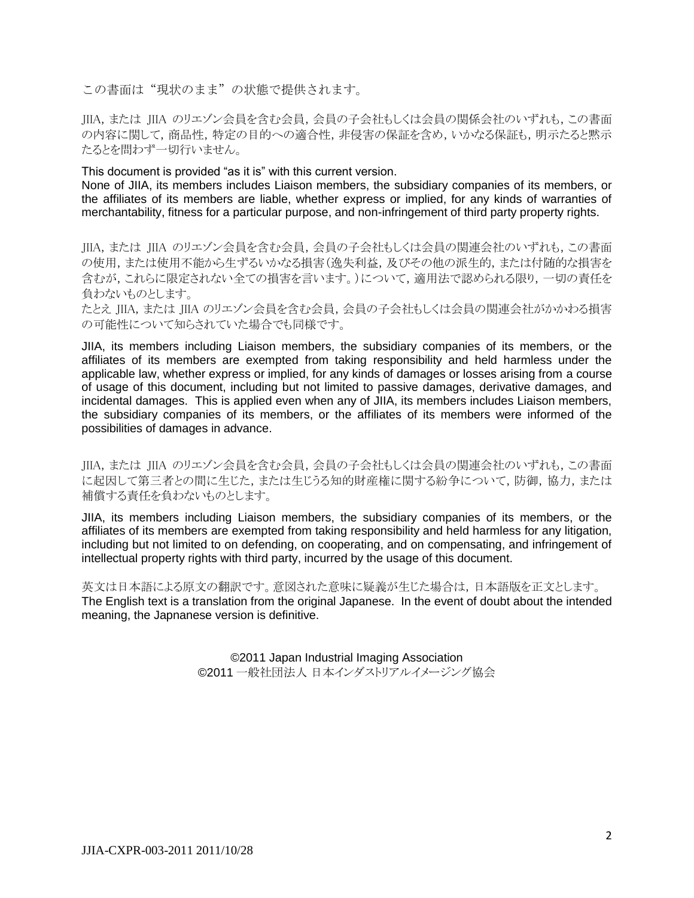この書面は“現状のまま”の状態で提供されます。

JIIA, または JIIA のリエゾン会員を含む会員, 会員の子会社もしくは会員の関係会社のいずれも, この書面の内容に関して, 商品性, 特定の目的への適合性, 非侵害の保証を含め, いかなる保証も, 明示たると黙示たるとを問わず一切行いません。

This document is provided “as it is” with this current version.
None of JIIA, its members includes Liaison members, the subsidiary companies of its members, or the affiliates of its members are liable, whether express or implied, for any kinds of warranties of merchantability, fitness for a particular purpose, and non-infringement of third party property rights.

JIIA, または JIIA のリエゾン会員を含む会員, 会員の子会社もしくは会員の関連会社のいずれも, この書面の使用, または使用不能から生ずるいかなる損害(逸失利益, 及びその他の派生的, または付随的な損害を含むが, これらに限定されない全ての損害を言います。)について, 適用法で認められる限り, 一切の責任を負わないものとします。
たとえ JIIA, または JIIA のリエゾン会員を含む会員, 会員の子会社もしくは会員の関連会社がかかわる損害の可能性について知らされていた場合でも同様です。

JIIA, its members including Liaison members, the subsidiary companies of its members, or the affiliates of its members are exempted from taking responsibility and held harmless under the applicable law, whether express or implied, for any kinds of damages or losses arising from a course of usage of this document, including but not limited to passive damages, derivative damages, and incidental damages. This is applied even when any of JIIA, its members includes Liaison members, the subsidiary companies of its members, or the affiliates of its members were informed of the possibilities of damages in advance.

JIIA, または JIIA のリエゾン会員を含む会員, 会員の子会社もしくは会員の関連会社のいずれも, この書面に起因して第三者との間に生じた, または生じうる知的財産権に関する紛争について, 防御, 協力, または補償する責任を負わないものとします。

JIIA, its members including Liaison members, the subsidiary companies of its members, or the affiliates of its members are exempted from taking responsibility and held harmless for any litigation, including but not limited to on defending, on cooperating, and on compensating, and infringement of intellectual property rights with third party, incurred by the usage of this document.

英文は日本語による原文の翻訳です。意図された意味に疑義が生じた場合は, 日本語版を正文とします。
The English text is a translation from the original Japanese. In the event of doubt about the intended meaning, the Japnanese version is definitive.

©2011 Japan Industrial Imaging Association
©2011 一般社団法人 日本インダストリアルイメージング協会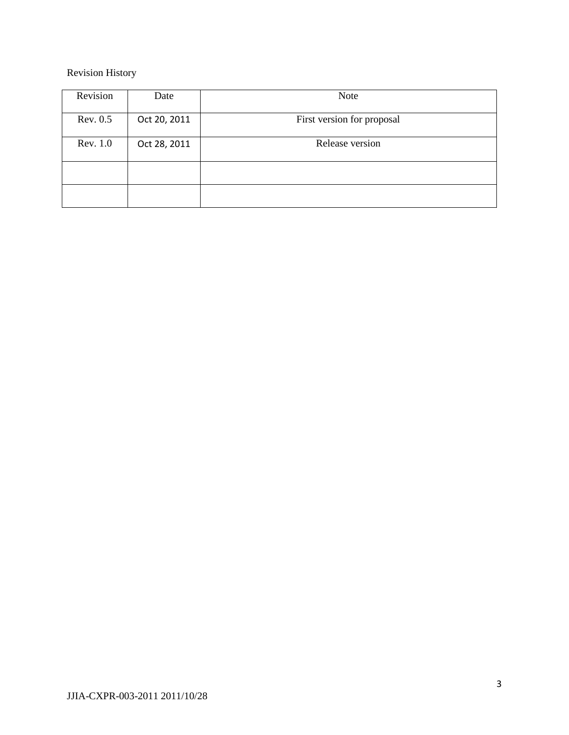Revision History

| Revision | Date | Note |
|---|---|---|
| Rev. 0.5 | Oct 20, 2011 | First version for proposal |
| Rev. 1.0 | Oct 28, 2011 | Release version |
| | | |
| | | |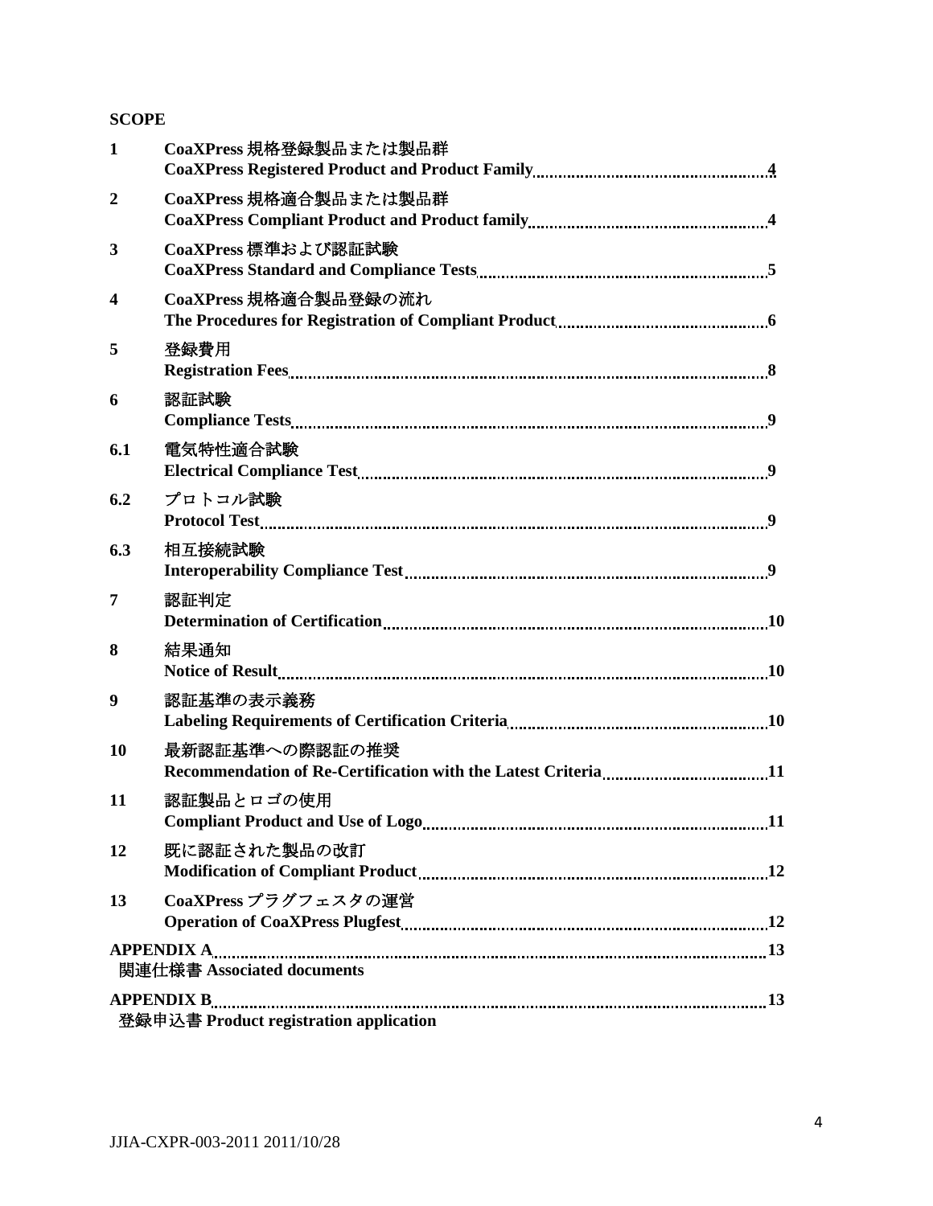**SCOPE**

| | | |
|---|---|---|
| **1** | **CoaXPress 規格登録製品または製品群**<br>**CoaXPress Registered Product and Product Family** | **4** |
| **2** | **CoaXPress 規格適合製品または製品群**<br>**CoaXPress Compliant Product and Product family** | **4** |
| **3** | **CoaXPress 標準および認証試験**<br>**CoaXPress Standard and Compliance Tests** | **5** |
| **4** | **CoaXPress 規格適合製品登録の流れ**<br>**The Procedures for Registration of Compliant Product** | **6** |
| **5** | **登録費用**<br>**Registration Fees** | **8** |
| **6** | **認証試験**<br>**Compliance Tests** | **9** |
| **6.1** | **電気特性適合試験**<br>**Electrical Compliance Test** | **9** |
| **6.2** | **プロトコル試験**<br>**Protocol Test** | **9** |
| **6.3** | **相互接続試験**<br>**Interoperability Compliance Test** | **9** |
| **7** | **認証判定**<br>**Determination of Certification** | **10** |
| **8** | **結果通知**<br>**Notice of Result** | **10** |
| **9** | **認証基準の表示義務**<br>**Labeling Requirements of Certification Criteria** | **10** |
| **10** | **最新認証基準への際認証の推奨**<br>**Recommendation of Re-Certification with the Latest Criteria** | **11** |
| **11** | **認証製品とロゴの使用**<br>**Compliant Product and Use of Logo** | **11** |
| **12** | **既に認証された製品の改訂**<br>**Modification of Compliant Product** | **12** |
| **13** | **CoaXPress プラグフェスタの運営**<br>**Operation of CoaXPress Plugfest** | **12** |
| **APPENDIX A** | **関連仕様書 Associated documents** | **13** |
| **APPENDIX B** | **登録申込書 Product registration application** | **13** |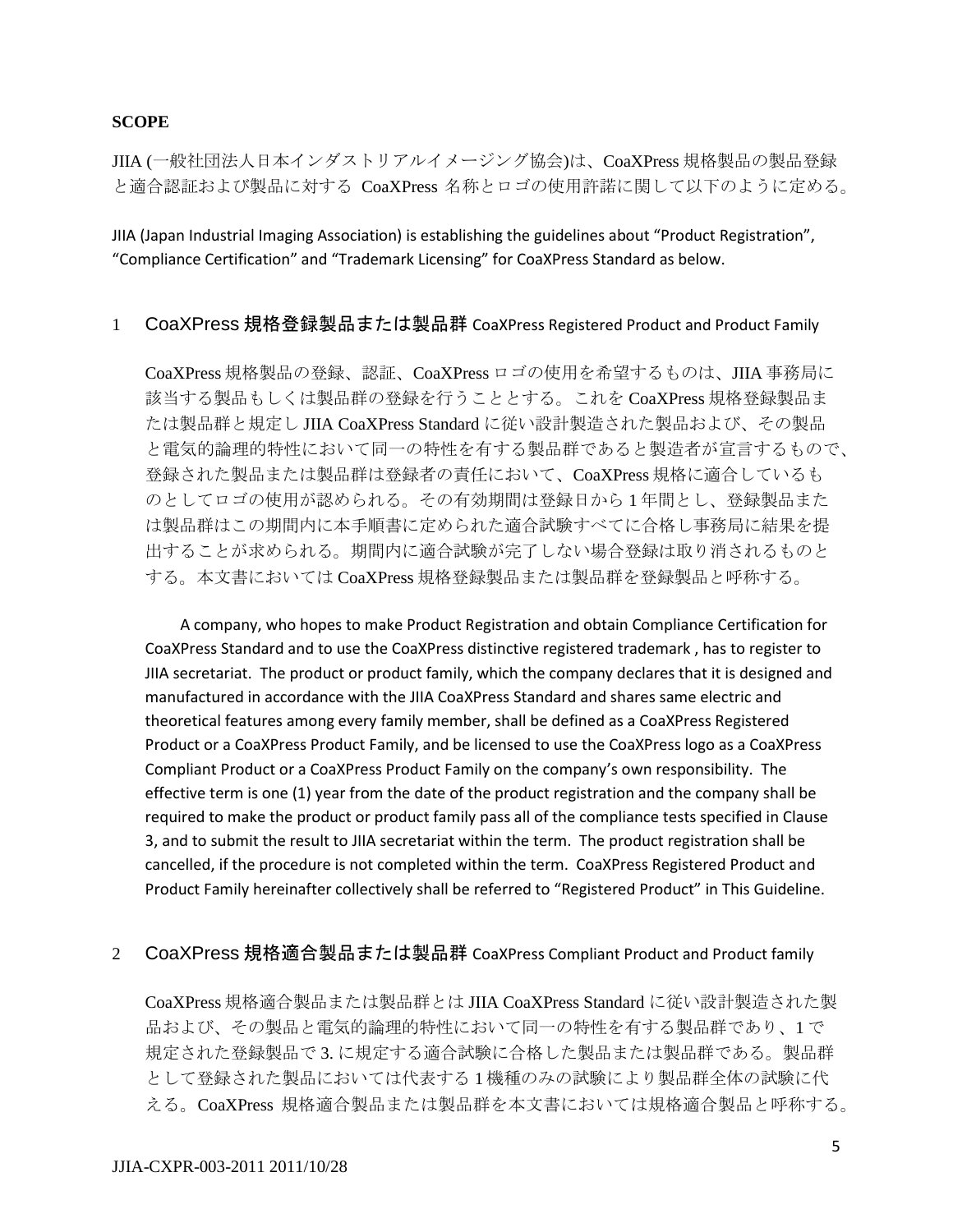**SCOPE**

JIIA (一般社団法人日本インダストリアルイメージング協会)は、CoaXPress 規格製品の製品登録と適合認証および製品に対する CoaXPress 名称とロゴの使用許諾に関して以下のように定める。

JIIA (Japan Industrial Imaging Association) is establishing the guidelines about “Product Registration”, “Compliance Certification” and “Trademark Licensing” for CoaXPress Standard as below.

## 1 CoaXPress 規格登録製品または製品群 CoaXPress Registered Product and Product Family

CoaXPress 規格製品の登録、認証、CoaXPress ロゴの使用を希望するものは、JIIA 事務局に該当する製品もしくは製品群の登録を行うこととする。これを CoaXPress 規格登録製品または製品群と規定し JIIA CoaXPress Standard に従い設計製造された製品および、その製品と電気的論理的特性において同一の特性を有する製品群であると製造者が宣言するもので、登録された製品または製品群は登録者の責任において、CoaXPress 規格に適合しているものとしてロゴの使用が認められる。その有効期間は登録日から 1 年間とし、登録製品または製品群はこの期間内に本手順書に定められた適合試験すべてに合格し事務局に結果を提出することが求められる。期間内に適合試験が完了しない場合登録は取り消されるものとする。本文書においては CoaXPress 規格登録製品または製品群を登録製品と呼称する。

A company, who hopes to make Product Registration and obtain Compliance Certification for CoaXPress Standard and to use the CoaXPress distinctive registered trademark , has to register to JIIA secretariat. The product or product family, which the company declares that it is designed and manufactured in accordance with the JIIA CoaXPress Standard and shares same electric and theoretical features among every family member, shall be defined as a CoaXPress Registered Product or a CoaXPress Product Family, and be licensed to use the CoaXPress logo as a CoaXPress Compliant Product or a CoaXPress Product Family on the company’s own responsibility. The effective term is one (1) year from the date of the product registration and the company shall be required to make the product or product family pass all of the compliance tests specified in Clause 3, and to submit the result to JIIA secretariat within the term. The product registration shall be cancelled, if the procedure is not completed within the term. CoaXPress Registered Product and Product Family hereinafter collectively shall be referred to “Registered Product” in This Guideline.

## 2 CoaXPress 規格適合製品または製品群 CoaXPress Compliant Product and Product family

CoaXPress 規格適合製品または製品群とは JIIA CoaXPress Standard に従い設計製造された製品および、その製品と電気的論理的特性において同一の特性を有する製品群であり、1 で規定された登録製品で 3. に規定する適合試験に合格した製品または製品群である。製品群として登録された製品においては代表する 1 機種のみの試験により製品群全体の試験に代える。CoaXPress 規格適合製品または製品群を本文書においては規格適合製品と呼称する。

JJIA-CXPR-003-2011 2011/10/28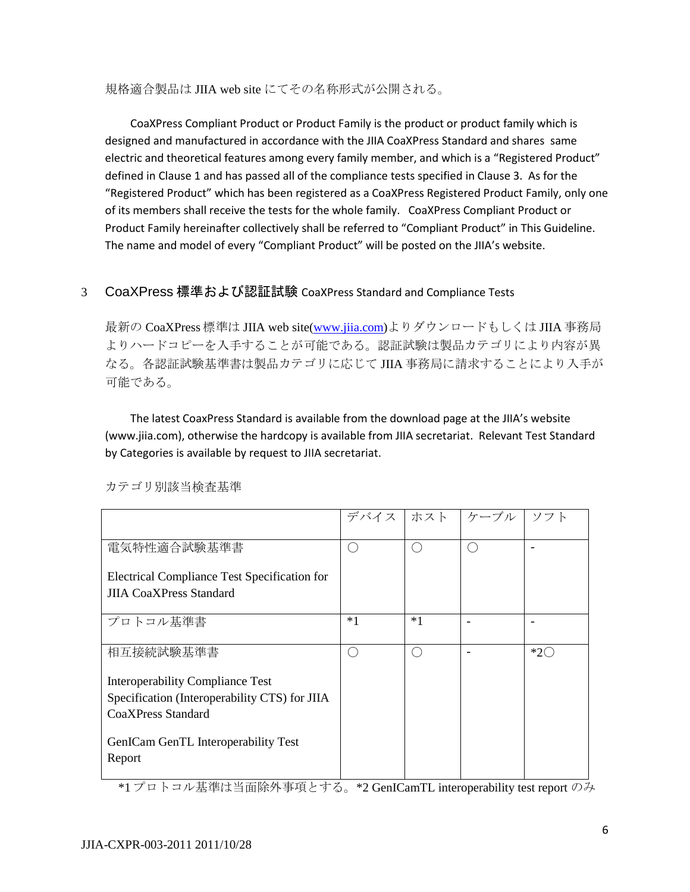規格適合製品は JIIA web site にてその名称形式が公開される。

CoaXPress Compliant Product or Product Family is the product or product family which is designed and manufactured in accordance with the JIIA CoaXPress Standard and shares same electric and theoretical features among every family member, and which is a "Registered Product" defined in Clause 1 and has passed all of the compliance tests specified in Clause 3. As for the "Registered Product" which has been registered as a CoaXPress Registered Product Family, only one of its members shall receive the tests for the whole family. CoaXPress Compliant Product or Product Family hereinafter collectively shall be referred to "Compliant Product" in This Guideline. The name and model of every "Compliant Product" will be posted on the JIIA's website.

## 3 CoaXPress 標準および認証試験 CoaXPress Standard and Compliance Tests

最新の CoaXPress 標準は JIIA web site(www.jiia.com)よりダウンロードもしくは JIIA 事務局よりハードコピーを入手することが可能である。認証試験は製品カテゴリにより内容が異なる。各認証試験基準書は製品カテゴリに応じて JIIA 事務局に請求することにより入手が可能である。

The latest CoaxPress Standard is available from the download page at the JIIA's website (www.jiia.com), otherwise the hardcopy is available from JIIA secretariat. Relevant Test Standard by Categories is available by request to JIIA secretariat.

カテゴリ別該当検査基準

| | デバイス | ホスト | ケーブル | ソフト |
|---|---|---|---|---|
| 電気特性適合試験基準書<br><br>Electrical Compliance Test Specification for JIIA CoaXPress Standard | ○ | ○ | ○ | - |
| プロトコル基準書 | *1 | *1 | - | - |
| 相互接続試験基準書<br><br>Interoperability Compliance Test Specification (Interoperability CTS) for JIIA CoaXPress Standard<br><br>GenICam GenTL Interoperability Test Report | ○ | ○ | - | *2○ |

*1 プロトコル基準は当面除外事項とする。*2 GenICamTL interoperability test report のみ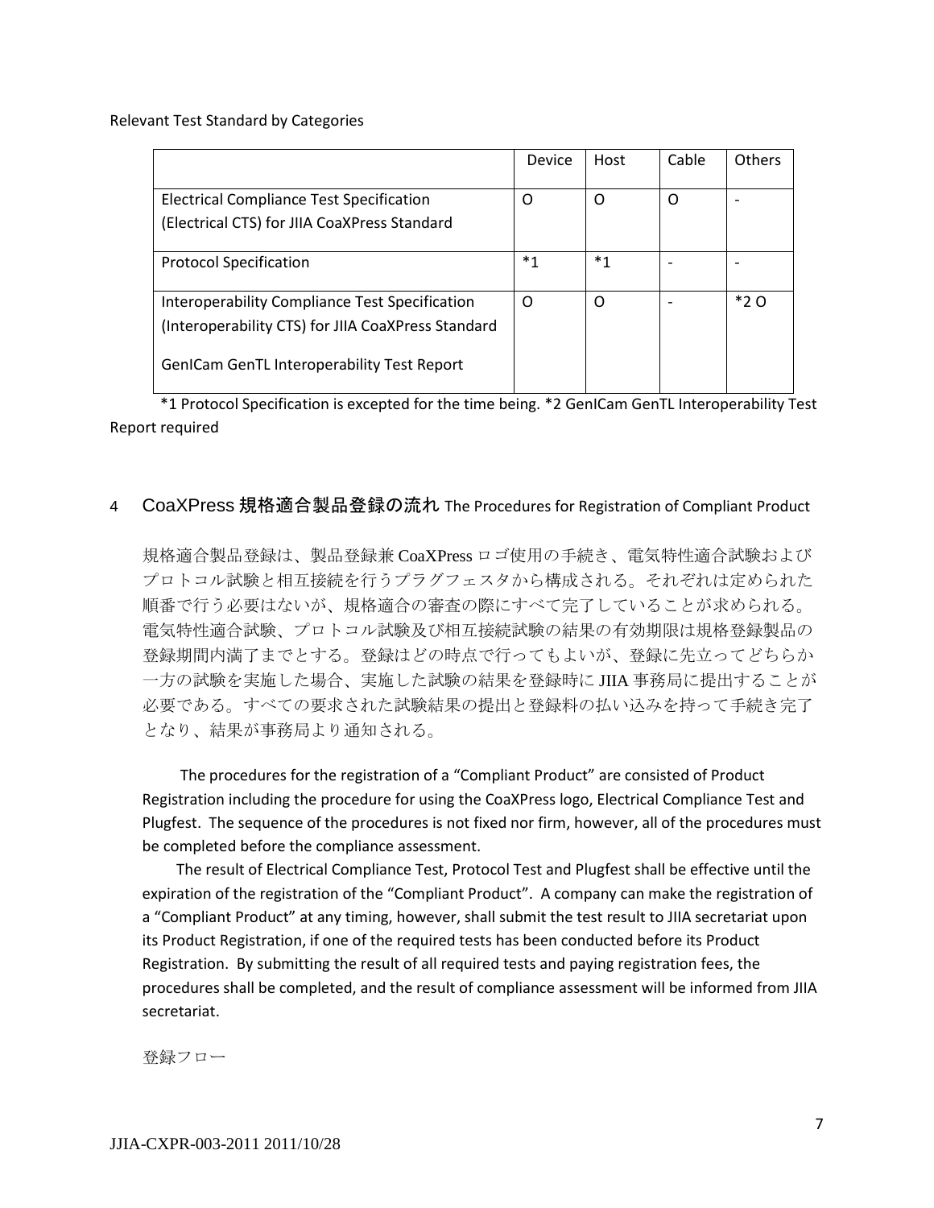Relevant Test Standard by Categories

| | Device | Host | Cable | Others |
|---|---|---|---|---|
| Electrical Compliance Test Specification (Electrical CTS) for JIIA CoaXPress Standard | O | O | O | - |
| Protocol Specification | *1 | *1 | - | - |
| Interoperability Compliance Test Specification (Interoperability CTS) for JIIA CoaXPress Standard<br><br>GenICam GenTL Interoperability Test Report | O | O | - | *2 O |

*1 Protocol Specification is excepted for the time being. *2 GenICam GenTL Interoperability Test Report required

## 4 CoaXPress 規格適合製品登録の流れ The Procedures for Registration of Compliant Product

規格適合製品登録は、製品登録兼 CoaXPress ロゴ使用の手続き、電気特性適合試験およびプロトコル試験と相互接続を行うプラグフェスタから構成される。それぞれは定められた順番で行う必要はないが、規格適合の審査の際にすべて完了していることが求められる。電気特性適合試験、プロトコル試験及び相互接続試験の結果の有効期限は規格登録製品の登録期間内満了までとする。登録はどの時点で行ってもよいが、登録に先立ってどちらか一方の試験を実施した場合、実施した試験の結果を登録時に JIIA 事務局に提出することが必要である。すべての要求された試験結果の提出と登録料の払い込みを持って手続き完了となり、結果が事務局より通知される。

The procedures for the registration of a "Compliant Product" are consisted of Product Registration including the procedure for using the CoaXPress logo, Electrical Compliance Test and Plugfest. The sequence of the procedures is not fixed nor firm, however, all of the procedures must be completed before the compliance assessment.

The result of Electrical Compliance Test, Protocol Test and Plugfest shall be effective until the expiration of the registration of the "Compliant Product". A company can make the registration of a "Compliant Product" at any timing, however, shall submit the test result to JIIA secretariat upon its Product Registration, if one of the required tests has been conducted before its Product Registration. By submitting the result of all required tests and paying registration fees, the procedures shall be completed, and the result of compliance assessment will be informed from JIIA secretariat.

登録フロー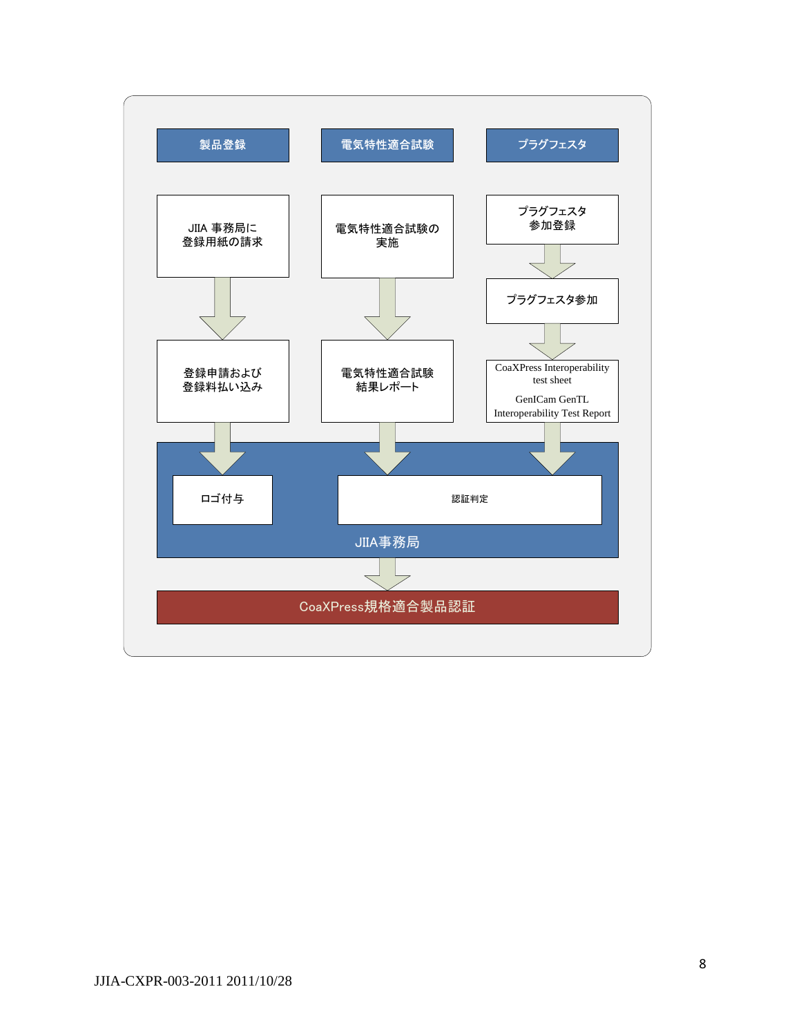製品登録

JIIA 事務局に
登録用紙の請求

登録申請および
登録料払い込み

電気特性適合試験

電気特性適合試験の
実施

電気特性適合試験
結果レポート

プラグフェスタ

プラグフェスタ
参加登録

プラグフェスタ参加

CoaXPress Interoperability
test sheet

GenICam GenTL
Interoperability Test Report

ロゴ付与

認証判定

JIIA事務局

CoaXPress規格適合製品認証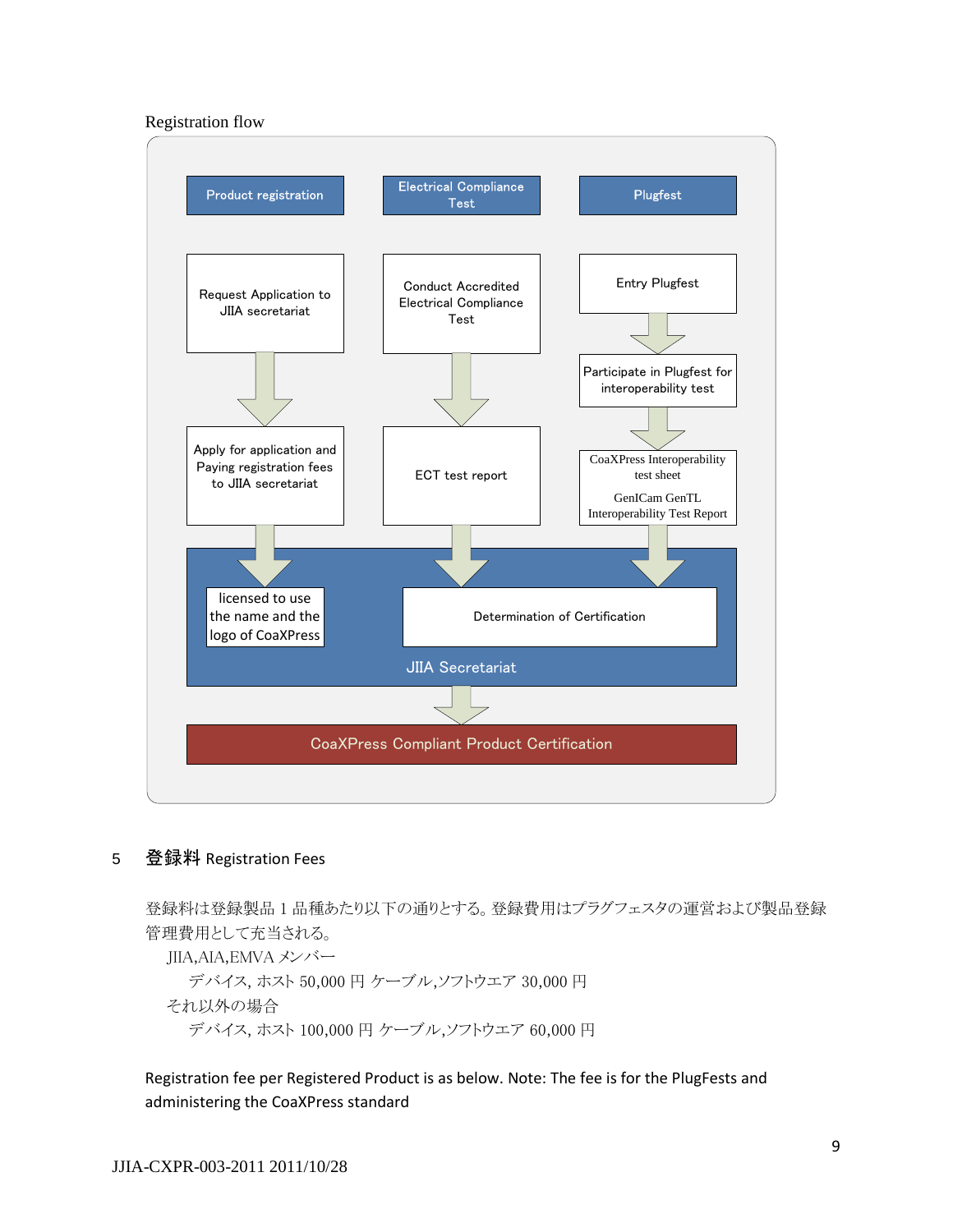Registration flow

Product registration

Electrical Compliance Test

Plugfest

Request Application to JIIA secretariat

Conduct Accredited Electrical Compliance Test

Entry Plugfest

Participate in Plugfest for interoperability test

Apply for application and Paying registration fees to JIIA secretariat

ECT test report

CoaXPress Interoperability test sheet

GenICam GenTL Interoperability Test Report

licensed to use the name and the logo of CoaXPress

Determination of Certification

JIIA Secretariat

CoaXPress Compliant Product Certification

## 5 登録料 Registration Fees

登録料は登録製品１品種あたり以下の通りとする。登録費用はプラグフェスタの運営および製品登録管理費用として充当される。

JIIA,AIA,EMVA メンバー

デバイス, ホスト 50,000 円 ケーブル,ソフトウエア 30,000 円

それ以外の場合

デバイス, ホスト 100,000 円 ケーブル,ソフトウエア 60,000 円

Registration fee per Registered Product is as below. Note: The fee is for the PlugFests and administering the CoaXPress standard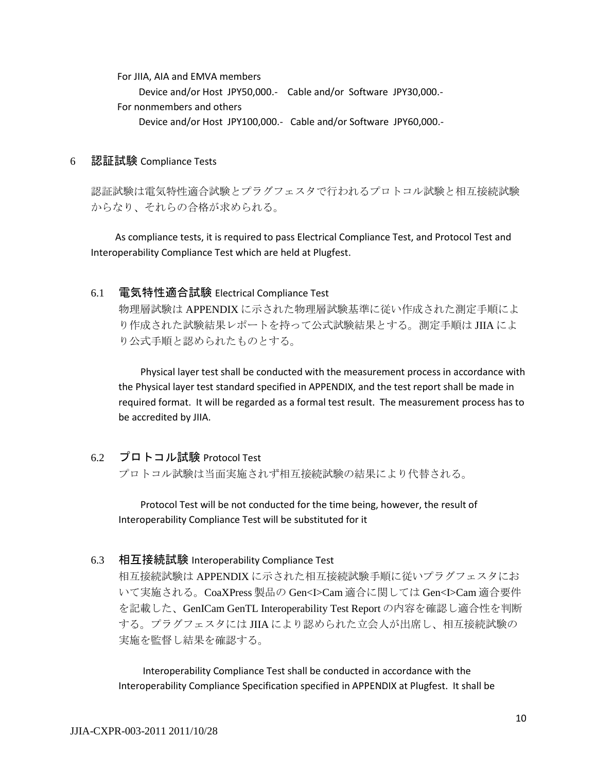For JIIA, AIA and EMVA members

Device and/or Host JPY50,000.- Cable and/or Software JPY30,000.-

For nonmembers and others

Device and/or Host JPY100,000.- Cable and/or Software JPY60,000.-

# 6 認証試験 Compliance Tests

認証試験は電気特性適合試験とプラグフェスタで行われるプロトコル試験と相互接続試験からなり、それらの合格が求められる。

As compliance tests, it is required to pass Electrical Compliance Test, and Protocol Test and Interoperability Compliance Test which are held at Plugfest.

## 6.1 電気特性適合試験 Electrical Compliance Test

物理層試験は APPENDIX に示された物理層試験基準に従い作成された測定手順により作成された試験結果レポートを持って公式試験結果とする。測定手順は JIIA により公式手順と認められたものとする。

Physical layer test shall be conducted with the measurement process in accordance with the Physical layer test standard specified in APPENDIX, and the test report shall be made in required format. It will be regarded as a formal test result. The measurement process has to be accredited by JIIA.

## 6.2 プロトコル試験 Protocol Test

プロトコル試験は当面実施されず相互接続試験の結果により代替される。

Protocol Test will be not conducted for the time being, however, the result of Interoperability Compliance Test will be substituted for it

## 6.3 相互接続試験 Interoperability Compliance Test

相互接続試験は APPENDIX に示された相互接続試験手順に従いプラグフェスタにおいて実施される。CoaXPress 製品の Gen<I>Cam 適合に関しては Gen<I>Cam 適合要件を記載した、GenICam GenTL Interoperability Test Report の内容を確認し適合性を判断する。プラグフェスタには JIIA により認められた立会人が出席し、相互接続試験の実施を監督し結果を確認する。

Interoperability Compliance Test shall be conducted in accordance with the Interoperability Compliance Specification specified in APPENDIX at Plugfest. It shall be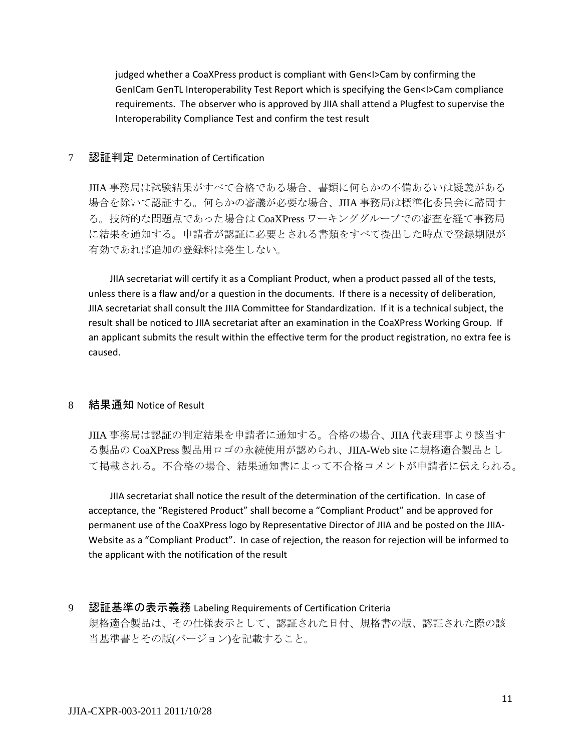judged whether a CoaXPress product is compliant with Gen<I>Cam by confirming the GenICam GenTL Interoperability Test Report which is specifying the Gen<I>Cam compliance requirements. The observer who is approved by JIIA shall attend a Plugfest to supervise the Interoperability Compliance Test and confirm the test result

## 7 認証判定 Determination of Certification

JIIA 事務局は試験結果がすべて合格である場合、書類に何らかの不備あるいは疑義がある場合を除いて認証する。何らかの審議が必要な場合、JIIA 事務局は標準化委員会に諮問する。技術的な問題点であった場合は CoaXPress ワーキンググループでの審査を経て事務局に結果を通知する。申請者が認証に必要とされる書類をすべて提出した時点で登録期限が有効であれば追加の登録料は発生しない。

JIIA secretariat will certify it as a Compliant Product, when a product passed all of the tests, unless there is a flaw and/or a question in the documents. If there is a necessity of deliberation, JIIA secretariat shall consult the JIIA Committee for Standardization. If it is a technical subject, the result shall be noticed to JIIA secretariat after an examination in the CoaXPress Working Group. If an applicant submits the result within the effective term for the product registration, no extra fee is caused.

## 8 結果通知 Notice of Result

JIIA 事務局は認証の判定結果を申請者に通知する。合格の場合、JIIA 代表理事より該当する製品の CoaXPress 製品用ロゴの永続使用が認められ、JIIA-Web site に規格適合製品として掲載される。不合格の場合、結果通知書によって不合格コメントが申請者に伝えられる。

JIIA secretariat shall notice the result of the determination of the certification. In case of acceptance, the “Registered Product” shall become a “Compliant Product” and be approved for permanent use of the CoaXPress logo by Representative Director of JIIA and be posted on the JIIA-Website as a “Compliant Product”. In case of rejection, the reason for rejection will be informed to the applicant with the notification of the result

## 9 認証基準の表示義務 Labeling Requirements of Certification Criteria

規格適合製品は、その仕様表示として、認証された日付、規格書の版、認証された際の該当基準書とその版(バージョン)を記載すること。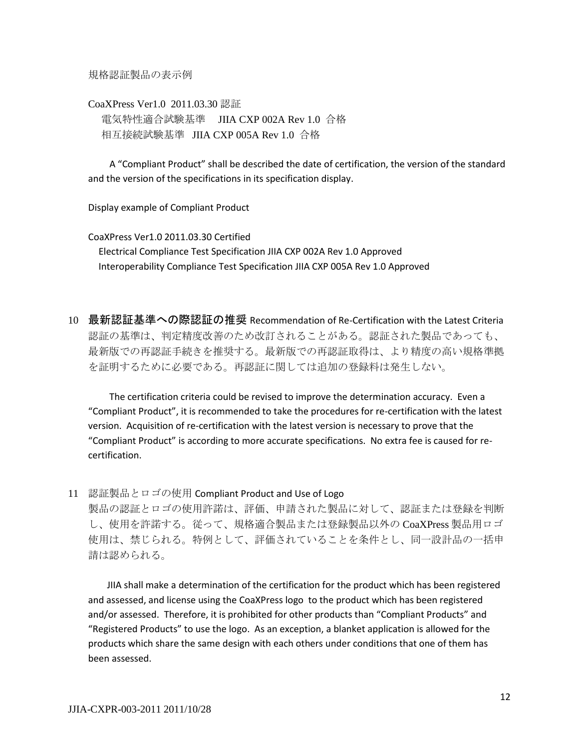規格認証製品の表示例

CoaXPress Ver1.0　2011.03.30 認証
　電気特性適合試験基準　 JIIA CXP 002A Rev 1.0　合格
　相互接続試験基準　JIIA CXP 005A Rev 1.0　合格

A "Compliant Product" shall be described the date of certification, the version of the standard and the version of the specifications in its specification display.

Display example of Compliant Product

CoaXPress Ver1.0 2011.03.30 Certified
　Electrical Compliance Test Specification JIIA CXP 002A Rev 1.0 Approved
　Interoperability Compliance Test Specification JIIA CXP 005A Rev 1.0 Approved

## 10 最新認証基準への際認証の推奨 Recommendation of Re-Certification with the Latest Criteria

認証の基準は、判定精度改善のため改訂されることがある。認証された製品であっても、最新版での再認証手続きを推奨する。最新版での再認証取得は、より精度の高い規格準拠を証明するために必要である。再認証に関しては追加の登録料は発生しない。

The certification criteria could be revised to improve the determination accuracy. Even a "Compliant Product", it is recommended to take the procedures for re-certification with the latest version. Acquisition of re-certification with the latest version is necessary to prove that the "Compliant Product" is according to more accurate specifications. No extra fee is caused for re-certification.

## 11 認証製品とロゴの使用 Compliant Product and Use of Logo

製品の認証とロゴの使用許諾は、評価、申請された製品に対して、認証または登録を判断し、使用を許諾する。従って、規格適合製品または登録製品以外の CoaXPress 製品用ロゴ使用は、禁じられる。特例として、評価されていることを条件とし、同一設計品の一括申請は認められる。

JIIA shall make a determination of the certification for the product which has been registered and assessed, and license using the CoaXPress logo to the product which has been registered and/or assessed. Therefore, it is prohibited for other products than "Compliant Products" and "Registered Products" to use the logo. As an exception, a blanket application is allowed for the products which share the same design with each others under conditions that one of them has been assessed.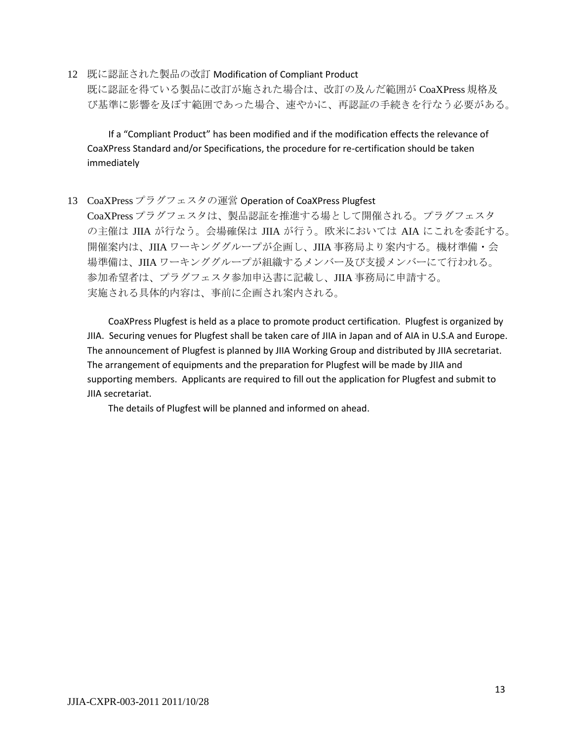## 12 既に認証された製品の改訂 Modification of Compliant Product

既に認証を得ている製品に改訂が施された場合は、改訂の及んだ範囲が CoaXPress 規格及び基準に影響を及ぼす範囲であった場合、速やかに、再認証の手続きを行なう必要がある。

If a “Compliant Product” has been modified and if the modification effects the relevance of CoaXPress Standard and/or Specifications, the procedure for re-certification should be taken immediately

## 13 CoaXPress プラグフェスタの運営 Operation of CoaXPress Plugfest

CoaXPress プラグフェスタは、製品認証を推進する場として開催される。プラグフェスタの主催は JIIA が行なう。会場確保は JIIA が行う。欧米においては AIA にこれを委託する。開催案内は、JIIA ワーキンググループが企画し、JIIA 事務局より案内する。機材準備・会場準備は、JIIA ワーキンググループが組織するメンバー及び支援メンバーにて行われる。参加希望者は、プラグフェスタ参加申込書に記載し、JIIA 事務局に申請する。実施される具体的内容は、事前に企画され案内される。

CoaXPress Plugfest is held as a place to promote product certification. Plugfest is organized by JIIA. Securing venues for Plugfest shall be taken care of JIIA in Japan and of AIA in U.S.A and Europe. The announcement of Plugfest is planned by JIIA Working Group and distributed by JIIA secretariat. The arrangement of equipments and the preparation for Plugfest will be made by JIIA and supporting members. Applicants are required to fill out the application for Plugfest and submit to JIIA secretariat.

The details of Plugfest will be planned and informed on ahead.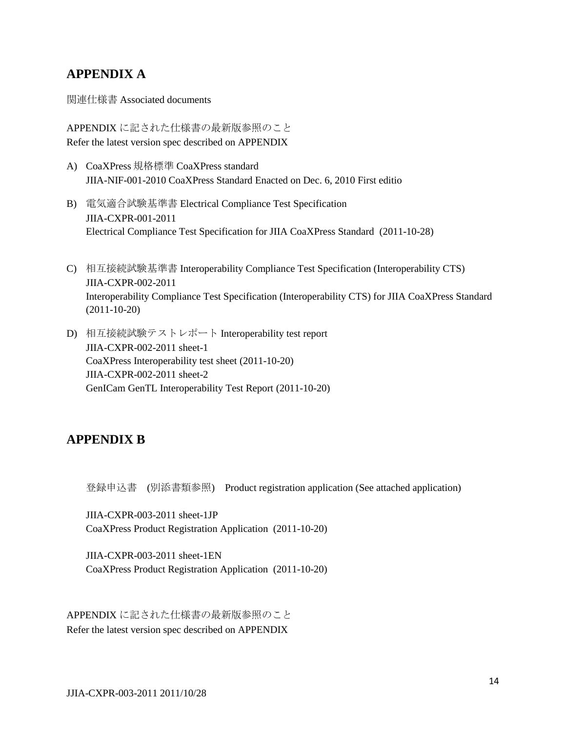## APPENDIX A

関連仕様書 Associated documents

APPENDIX に記された仕様書の最新版参照のこと
Refer the latest version spec described on APPENDIX

A) CoaXPress 規格標準 CoaXPress standard
   JIIA-NIF-001-2010 CoaXPress Standard Enacted on Dec. 6, 2010 First editio

B) 電気適合試験基準書 Electrical Compliance Test Specification
   JIIA-CXPR-001-2011
   Electrical Compliance Test Specification for JIIA CoaXPress Standard (2011-10-28)

C) 相互接続試験基準書 Interoperability Compliance Test Specification (Interoperability CTS)
   JIIA-CXPR-002-2011
   Interoperability Compliance Test Specification (Interoperability CTS) for JIIA CoaXPress Standard (2011-10-20)

D) 相互接続試験テストレポート Interoperability test report
   JIIA-CXPR-002-2011 sheet-1
   CoaXPress Interoperability test sheet (2011-10-20)
   JIIA-CXPR-002-2011 sheet-2
   GenICam GenTL Interoperability Test Report (2011-10-20)

## APPENDIX B

登録申込書 (別添書類参照) Product registration application (See attached application)

JIIA-CXPR-003-2011 sheet-1JP
CoaXPress Product Registration Application (2011-10-20)

JIIA-CXPR-003-2011 sheet-1EN
CoaXPress Product Registration Application (2011-10-20)

APPENDIX に記された仕様書の最新版参照のこと
Refer the latest version spec described on APPENDIX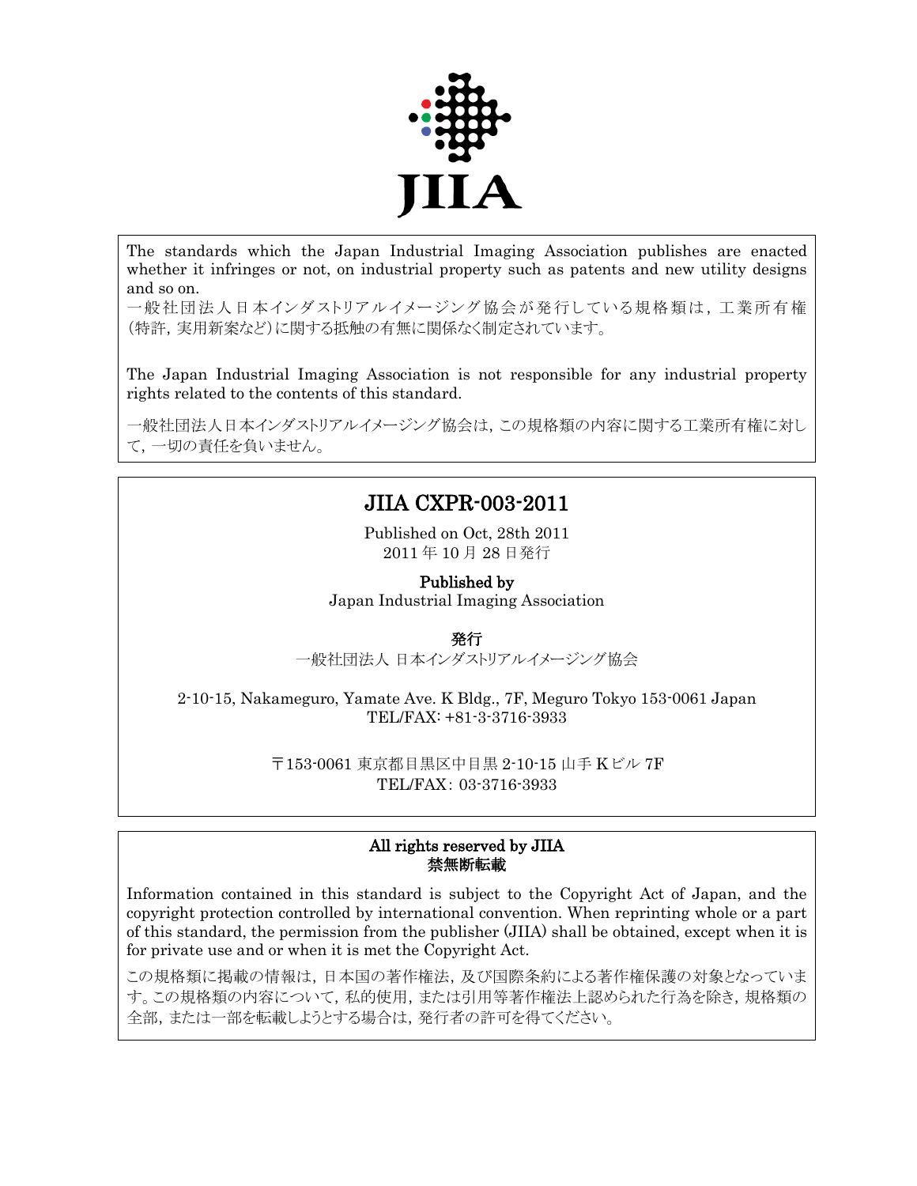JIIA

The standards which the Japan Industrial Imaging Association publishes are enacted whether it infringes or not, on industrial property such as patents and new utility designs and so on.

一般社団法人日本インダストリアルイメージング協会が発行している規格類は，工業所有権（特許，実用新案など）に関する抵触の有無に関係なく制定されています。

The Japan Industrial Imaging Association is not responsible for any industrial property rights related to the contents of this standard.

一般社団法人日本インダストリアルイメージング協会は，この規格類の内容に関する工業所有権に対して，一切の責任を負いません。

# JIIA CXPR-003-2011

Published on Oct, 28th 2011
2011 年 10 月 28 日発行

**Published by**
Japan Industrial Imaging Association

**発行**
一般社団法人 日本インダストリアルイメージング協会

2-10-15, Nakameguro, Yamate Ave. K Bldg., 7F, Meguro Tokyo 153-0061 Japan
TEL/FAX: +81-3-3716-3933

〒153-0061 東京都目黒区中目黒 2-10-15 山手 K ビル 7F
TEL/FAX：03-3716-3933

**All rights reserved by JIIA**
**禁無断転載**

Information contained in this standard is subject to the Copyright Act of Japan, and the copyright protection controlled by international convention. When reprinting whole or a part of this standard, the permission from the publisher (JIIA) shall be obtained, except when it is for private use and or when it is met the Copyright Act.

この規格類に掲載の情報は，日本国の著作権法，及び国際条約による著作権保護の対象となっています。この規格類の内容について，私的使用，または引用等著作権法上認められた行為を除き，規格類の全部，または一部を転載しようとする場合は，発行者の許可を得てください。